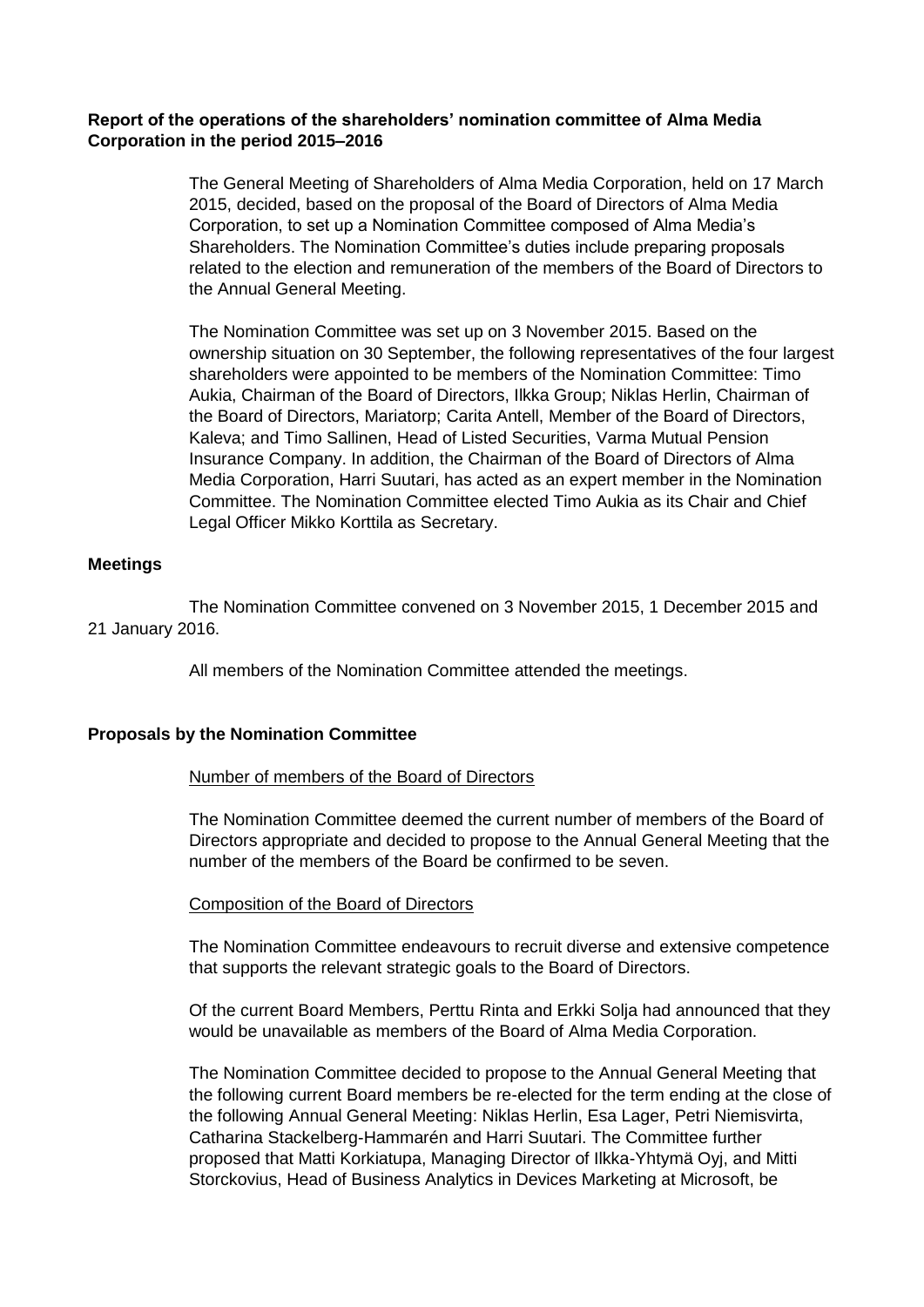**Report of the operations of the shareholders' nomination committee of Alma Media Corporation in the period 2015–2016**

The General Meeting of Shareholders of Alma Media Corporation, held on 17 March 2015, decided, based on the proposal of the Board of Directors of Alma Media Corporation, to set up a Nomination Committee composed of Alma Media's Shareholders. The Nomination Committee's duties include preparing proposals related to the election and remuneration of the members of the Board of Directors to the Annual General Meeting.

The Nomination Committee was set up on 3 November 2015. Based on the ownership situation on 30 September, the following representatives of the four largest shareholders were appointed to be members of the Nomination Committee: Timo Aukia, Chairman of the Board of Directors, Ilkka Group; Niklas Herlin, Chairman of the Board of Directors, Mariatorp; Carita Antell, Member of the Board of Directors, Kaleva; and Timo Sallinen, Head of Listed Securities, Varma Mutual Pension Insurance Company. In addition, the Chairman of the Board of Directors of Alma Media Corporation, Harri Suutari, has acted as an expert member in the Nomination Committee. The Nomination Committee elected Timo Aukia as its Chair and Chief Legal Officer Mikko Korttila as Secretary.

**Meetings**

The Nomination Committee convened on 3 November 2015, 1 December 2015 and 21 January 2016.

All members of the Nomination Committee attended the meetings.

**Proposals by the Nomination Committee**

Number of members of the Board of Directors

The Nomination Committee deemed the current number of members of the Board of Directors appropriate and decided to propose to the Annual General Meeting that the number of the members of the Board be confirmed to be seven.

Composition of the Board of Directors

The Nomination Committee endeavours to recruit diverse and extensive competence that supports the relevant strategic goals to the Board of Directors.

Of the current Board Members, Perttu Rinta and Erkki Solja had announced that they would be unavailable as members of the Board of Alma Media Corporation.

The Nomination Committee decided to propose to the Annual General Meeting that the following current Board members be re-elected for the term ending at the close of the following Annual General Meeting: Niklas Herlin, Esa Lager, Petri Niemisvirta, Catharina Stackelberg-Hammarén and Harri Suutari. The Committee further proposed that Matti Korkiatupa, Managing Director of Ilkka-Yhtymä Oyj, and Mitti Storckovius, Head of Business Analytics in Devices Marketing at Microsoft, be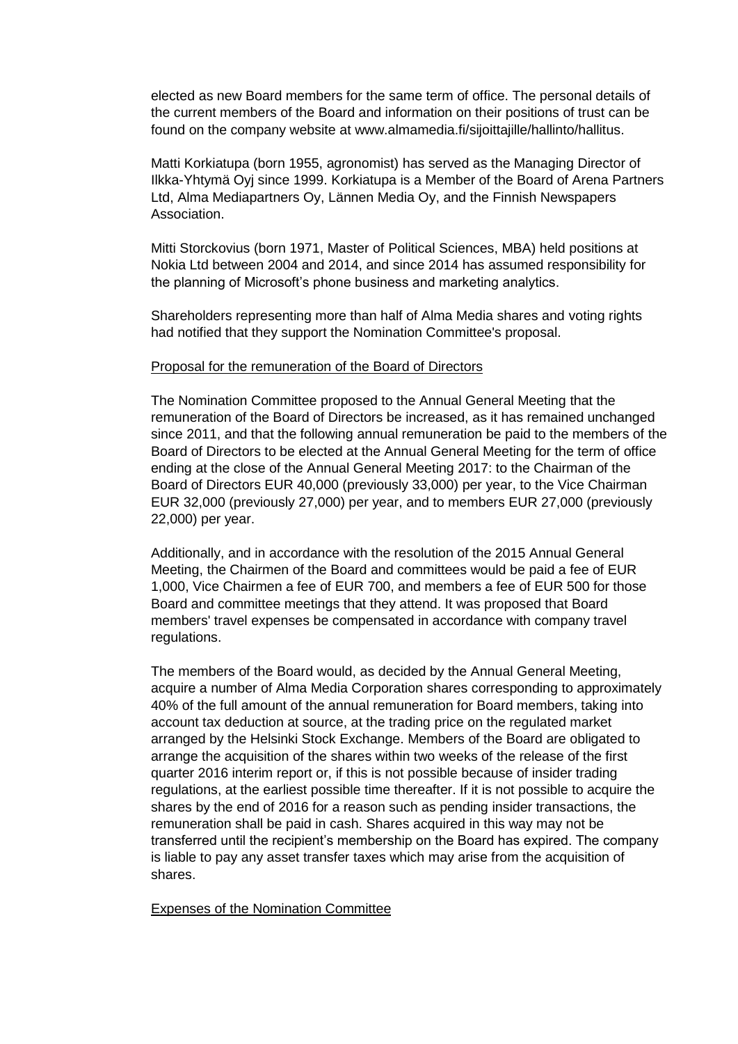elected as new Board members for the same term of office. The personal details of the current members of the Board and information on their positions of trust can be found on the company website at www.almamedia.fi/sijoittajille/hallinto/hallitus.

Matti Korkiatupa (born 1955, agronomist) has served as the Managing Director of Ilkka-Yhtymä Oyj since 1999. Korkiatupa is a Member of the Board of Arena Partners Ltd, Alma Mediapartners Oy, Lännen Media Oy, and the Finnish Newspapers Association.

Mitti Storckovius (born 1971, Master of Political Sciences, MBA) held positions at Nokia Ltd between 2004 and 2014, and since 2014 has assumed responsibility for the planning of Microsoft's phone business and marketing analytics.

Shareholders representing more than half of Alma Media shares and voting rights had notified that they support the Nomination Committee's proposal.

<u>Proposal for the remuneration of the Board of Directors</u>

The Nomination Committee proposed to the Annual General Meeting that the remuneration of the Board of Directors be increased, as it has remained unchanged since 2011, and that the following annual remuneration be paid to the members of the Board of Directors to be elected at the Annual General Meeting for the term of office ending at the close of the Annual General Meeting 2017: to the Chairman of the Board of Directors EUR 40,000 (previously 33,000) per year, to the Vice Chairman EUR 32,000 (previously 27,000) per year, and to members EUR 27,000 (previously 22,000) per year.

Additionally, and in accordance with the resolution of the 2015 Annual General Meeting, the Chairmen of the Board and committees would be paid a fee of EUR 1,000, Vice Chairmen a fee of EUR 700, and members a fee of EUR 500 for those Board and committee meetings that they attend. It was proposed that Board members' travel expenses be compensated in accordance with company travel regulations.

The members of the Board would, as decided by the Annual General Meeting, acquire a number of Alma Media Corporation shares corresponding to approximately 40% of the full amount of the annual remuneration for Board members, taking into account tax deduction at source, at the trading price on the regulated market arranged by the Helsinki Stock Exchange. Members of the Board are obligated to arrange the acquisition of the shares within two weeks of the release of the first quarter 2016 interim report or, if this is not possible because of insider trading regulations, at the earliest possible time thereafter. If it is not possible to acquire the shares by the end of 2016 for a reason such as pending insider transactions, the remuneration shall be paid in cash. Shares acquired in this way may not be transferred until the recipient's membership on the Board has expired. The company is liable to pay any asset transfer taxes which may arise from the acquisition of shares.

<u>Expenses of the Nomination Committee</u>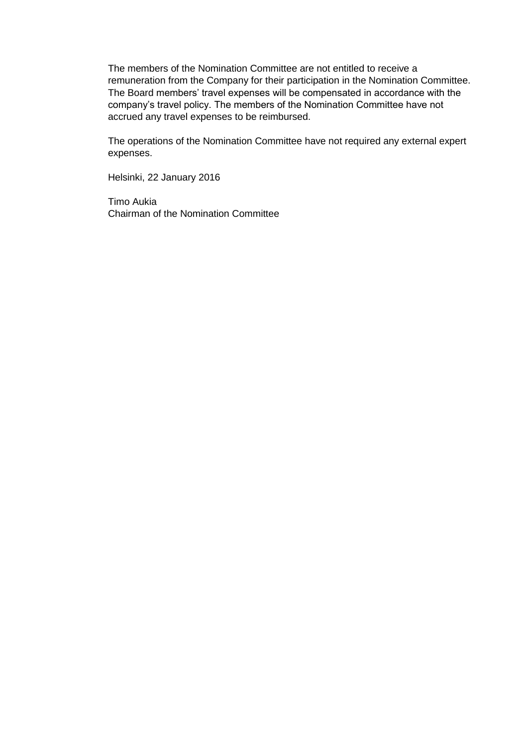The members of the Nomination Committee are not entitled to receive a remuneration from the Company for their participation in the Nomination Committee. The Board members' travel expenses will be compensated in accordance with the company's travel policy. The members of the Nomination Committee have not accrued any travel expenses to be reimbursed.

The operations of the Nomination Committee have not required any external expert expenses.

Helsinki, 22 January 2016

Timo Aukia
Chairman of the Nomination Committee